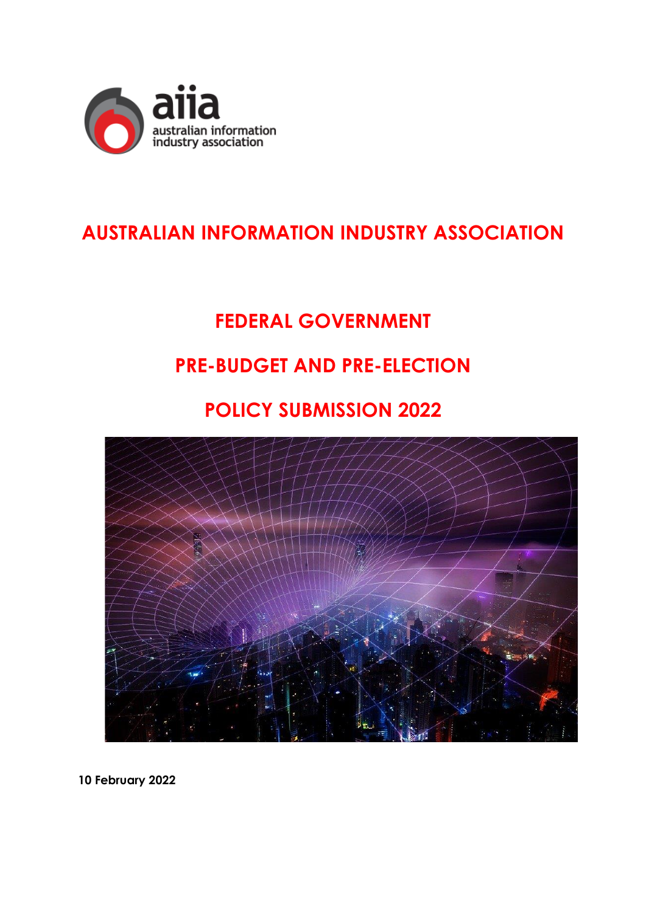aiia
australian information industry association

# AUSTRALIAN INFORMATION INDUSTRY ASSOCIATION

## FEDERAL GOVERNMENT

## PRE-BUDGET AND PRE-ELECTION

## POLICY SUBMISSION 2022

**10 February 2022**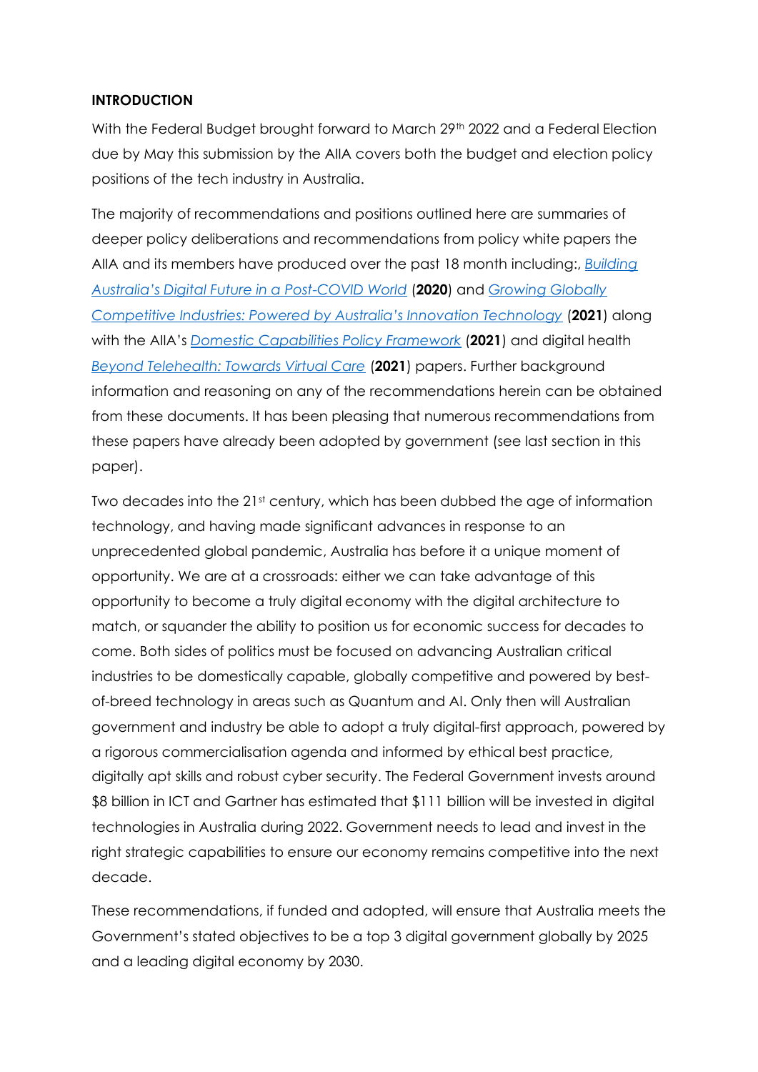**INTRODUCTION**

With the Federal Budget brought forward to March 29th 2022 and a Federal Election due by May this submission by the AIIA covers both the budget and election policy positions of the tech industry in Australia.

The majority of recommendations and positions outlined here are summaries of deeper policy deliberations and recommendations from policy white papers the AIIA and its members have produced over the past 18 month including:, *Building Australia's Digital Future in a Post-COVID World* (**2020**) and *Growing Globally Competitive Industries: Powered by Australia's Innovation Technology* (**2021**) along with the AIIA's *Domestic Capabilities Policy Framework* (**2021**) and digital health *Beyond Telehealth: Towards Virtual Care* (**2021**) papers. Further background information and reasoning on any of the recommendations herein can be obtained from these documents. It has been pleasing that numerous recommendations from these papers have already been adopted by government (see last section in this paper).

Two decades into the 21st century, which has been dubbed the age of information technology, and having made significant advances in response to an unprecedented global pandemic, Australia has before it a unique moment of opportunity. We are at a crossroads: either we can take advantage of this opportunity to become a truly digital economy with the digital architecture to match, or squander the ability to position us for economic success for decades to come. Both sides of politics must be focused on advancing Australian critical industries to be domestically capable, globally competitive and powered by best-of-breed technology in areas such as Quantum and AI. Only then will Australian government and industry be able to adopt a truly digital-first approach, powered by a rigorous commercialisation agenda and informed by ethical best practice, digitally apt skills and robust cyber security. The Federal Government invests around $8 billion in ICT and Gartner has estimated that $111 billion will be invested in digital technologies in Australia during 2022. Government needs to lead and invest in the right strategic capabilities to ensure our economy remains competitive into the next decade.

These recommendations, if funded and adopted, will ensure that Australia meets the Government's stated objectives to be a top 3 digital government globally by 2025 and a leading digital economy by 2030.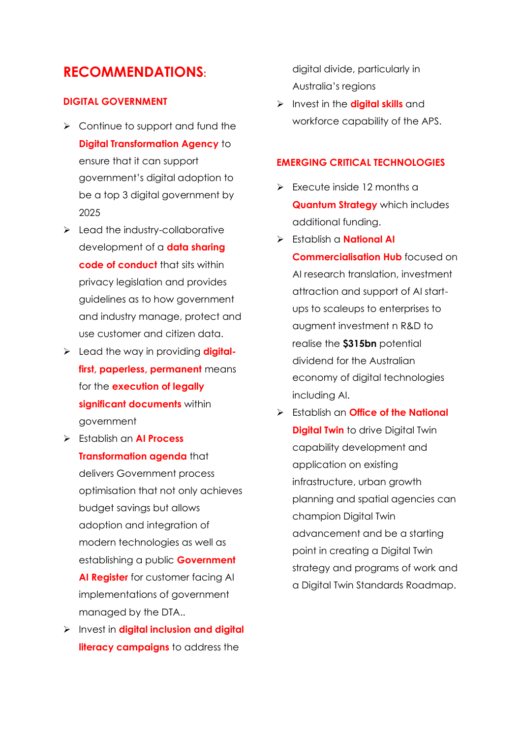# RECOMMENDATIONS:

## DIGITAL GOVERNMENT

- Continue to support and fund the **Digital Transformation Agency** to ensure that it can support government's digital adoption to be a top 3 digital government by 2025
- Lead the industry-collaborative development of a **data sharing code of conduct** that sits within privacy legislation and provides guidelines as to how government and industry manage, protect and use customer and citizen data.
- Lead the way in providing **digital-first, paperless, permanent** means for the **execution of legally significant documents** within government
- Establish an **AI Process Transformation agenda** that delivers Government process optimisation that not only achieves budget savings but allows adoption and integration of modern technologies as well as establishing a public **Government AI Register** for customer facing AI implementations of government managed by the DTA..
- Invest in **digital inclusion and digital literacy campaigns** to address the digital divide, particularly in Australia's regions
- Invest in the **digital skills** and workforce capability of the APS.

## EMERGING CRITICAL TECHNOLOGIES

- Execute inside 12 months a **Quantum Strategy** which includes additional funding.
- Establish a **National AI Commercialisation Hub** focused on AI research translation, investment attraction and support of AI start-ups to scaleups to enterprises to augment investment n R&D to realise the **$315bn** potential dividend for the Australian economy of digital technologies including AI.
- Establish an **Office of the National Digital Twin** to drive Digital Twin capability development and application on existing infrastructure, urban growth planning and spatial agencies can champion Digital Twin advancement and be a starting point in creating a Digital Twin strategy and programs of work and a Digital Twin Standards Roadmap.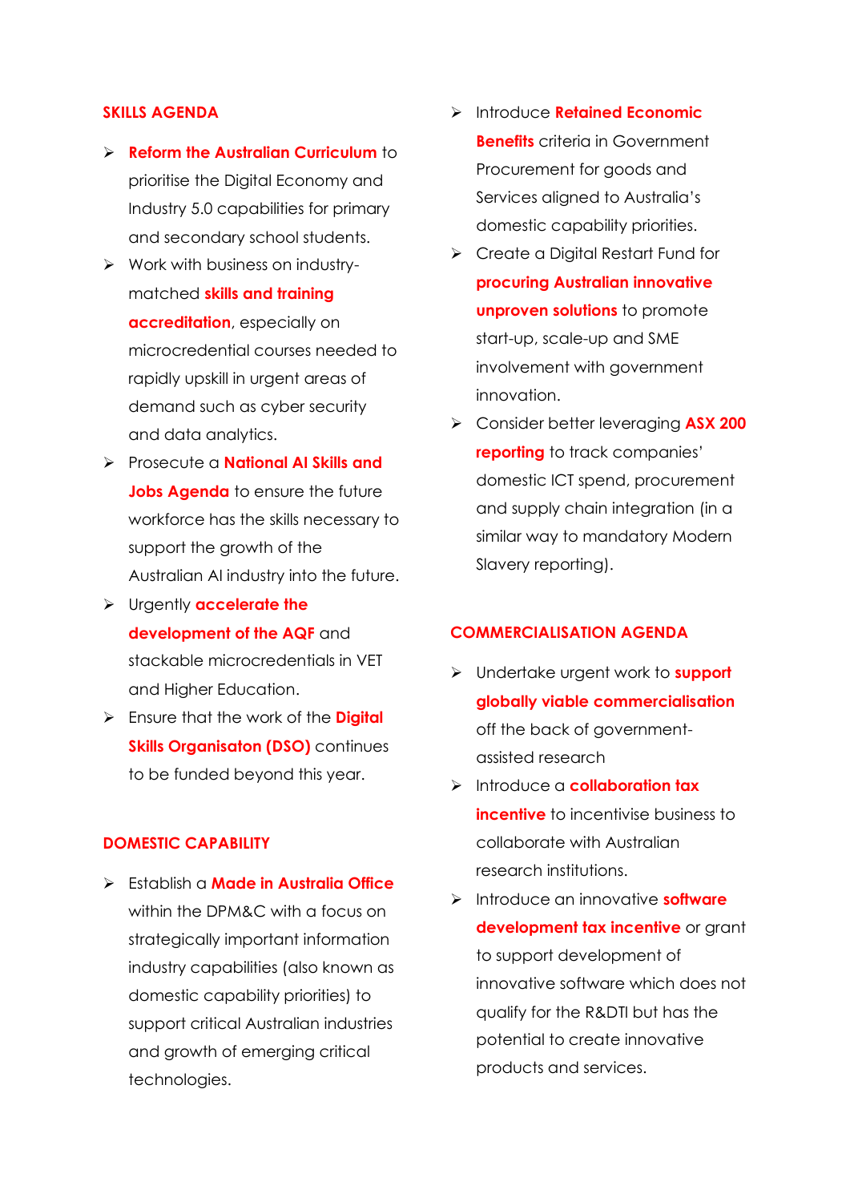## SKILLS AGENDA

- **Reform the Australian Curriculum** to prioritise the Digital Economy and Industry 5.0 capabilities for primary and secondary school students.
- Work with business on industry-matched **skills and training accreditation**, especially on microcredential courses needed to rapidly upskill in urgent areas of demand such as cyber security and data analytics.
- Prosecute a **National AI Skills and Jobs Agenda** to ensure the future workforce has the skills necessary to support the growth of the Australian AI industry into the future.
- Urgently **accelerate the development of the AQF** and stackable microcredentials in VET and Higher Education.
- Ensure that the work of the **Digital Skills Organisaton (DSO)** continues to be funded beyond this year.

## DOMESTIC CAPABILITY

- Establish a **Made in Australia Office** within the DPM&C with a focus on strategically important information industry capabilities (also known as domestic capability priorities) to support critical Australian industries and growth of emerging critical technologies.
- Introduce **Retained Economic Benefits** criteria in Government Procurement for goods and Services aligned to Australia's domestic capability priorities.
- Create a Digital Restart Fund for **procuring Australian innovative unproven solutions** to promote start-up, scale-up and SME involvement with government innovation.
- Consider better leveraging **ASX 200 reporting** to track companies' domestic ICT spend, procurement and supply chain integration (in a similar way to mandatory Modern Slavery reporting).

## COMMERCIALISATION AGENDA

- Undertake urgent work to **support globally viable commercialisation** off the back of government-assisted research
- Introduce a **collaboration tax incentive** to incentivise business to collaborate with Australian research institutions.
- Introduce an innovative **software development tax incentive** or grant to support development of innovative software which does not qualify for the R&DTI but has the potential to create innovative products and services.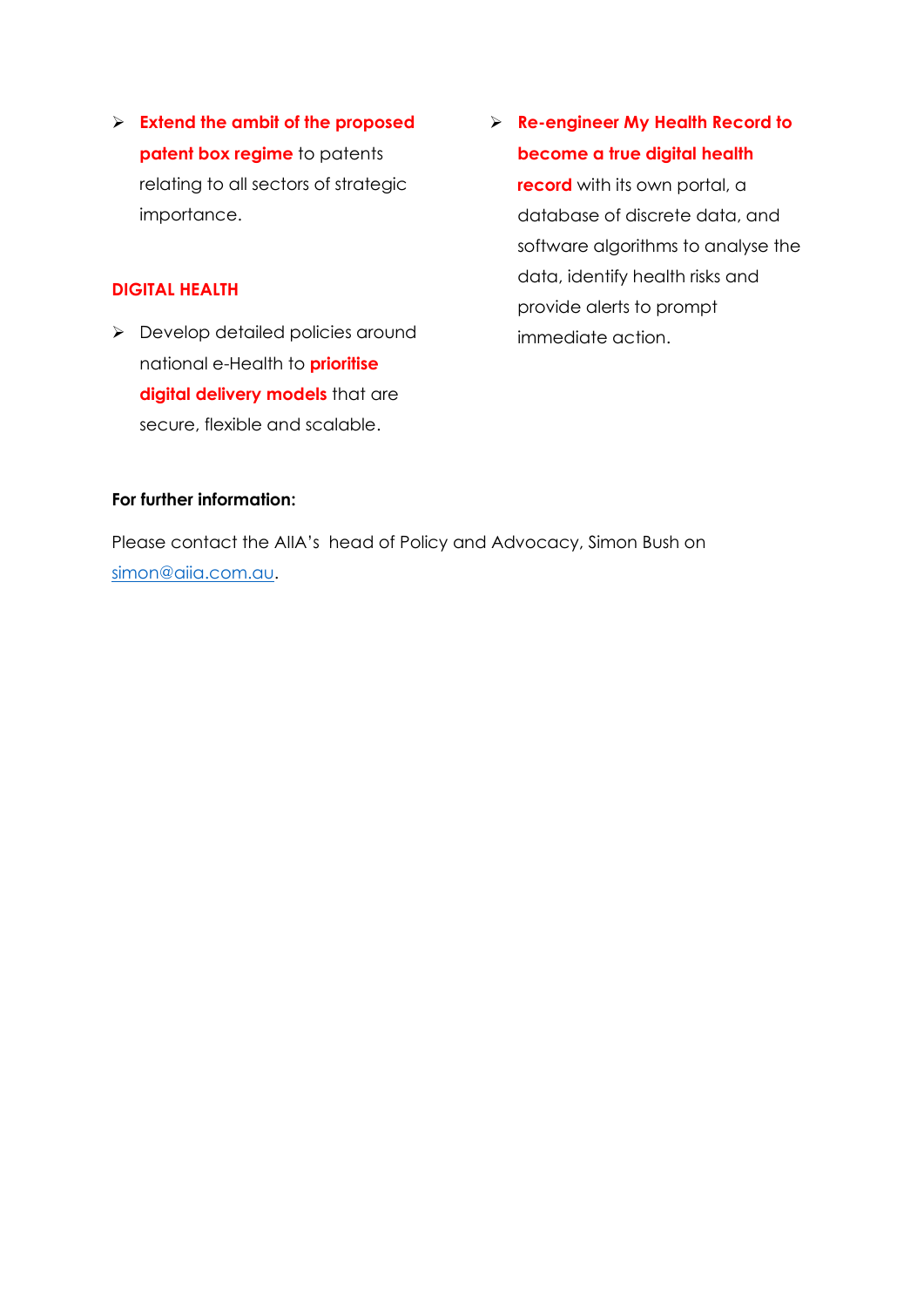- **Extend the ambit of the proposed patent box regime** to patents relating to all sectors of strategic importance.

## DIGITAL HEALTH

- Develop detailed policies around national e-Health to **prioritise digital delivery models** that are secure, flexible and scalable.

- **Re-engineer My Health Record to become a true digital health record** with its own portal, a database of discrete data, and software algorithms to analyse the data, identify health risks and provide alerts to prompt immediate action.

**For further information:**

Please contact the AIIA's head of Policy and Advocacy, Simon Bush on simon@aiia.com.au.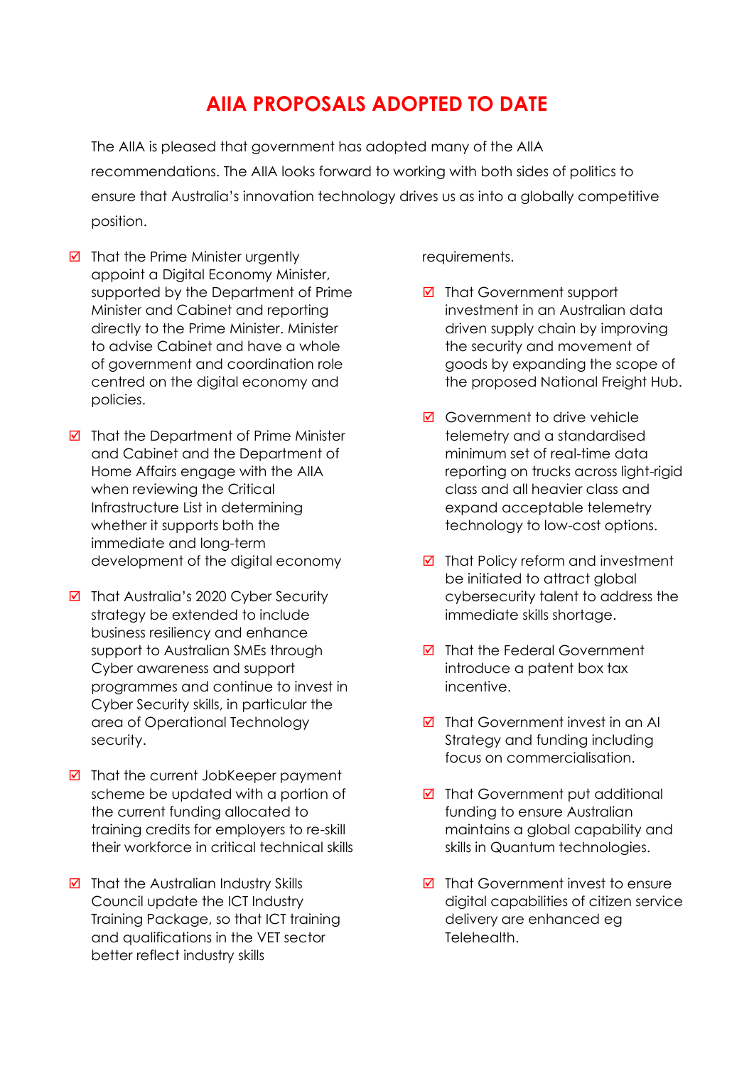# AIIA PROPOSALS ADOPTED TO DATE

The AIIA is pleased that government has adopted many of the AIIA recommendations. The AIIA looks forward to working with both sides of politics to ensure that Australia's innovation technology drives us as into a globally competitive position.

- ☑ That the Prime Minister urgently appoint a Digital Economy Minister, supported by the Department of Prime Minister and Cabinet and reporting directly to the Prime Minister. Minister to advise Cabinet and have a whole of government and coordination role centred on the digital economy and policies.
- ☑ That the Department of Prime Minister and Cabinet and the Department of Home Affairs engage with the AIIA when reviewing the Critical Infrastructure List in determining whether it supports both the immediate and long-term development of the digital economy
- ☑ That Australia's 2020 Cyber Security strategy be extended to include business resiliency and enhance support to Australian SMEs through Cyber awareness and support programmes and continue to invest in Cyber Security skills, in particular the area of Operational Technology security.
- ☑ That the current JobKeeper payment scheme be updated with a portion of the current funding allocated to training credits for employers to re-skill their workforce in critical technical skills
- ☑ That the Australian Industry Skills Council update the ICT Industry Training Package, so that ICT training and qualifications in the VET sector better reflect industry skills requirements.
- ☑ That Government support investment in an Australian data driven supply chain by improving the security and movement of goods by expanding the scope of the proposed National Freight Hub.
- ☑ Government to drive vehicle telemetry and a standardised minimum set of real-time data reporting on trucks across light-rigid class and all heavier class and expand acceptable telemetry technology to low-cost options.
- ☑ That Policy reform and investment be initiated to attract global cybersecurity talent to address the immediate skills shortage.
- ☑ That the Federal Government introduce a patent box tax incentive.
- ☑ That Government invest in an AI Strategy and funding including focus on commercialisation.
- ☑ That Government put additional funding to ensure Australian maintains a global capability and skills in Quantum technologies.
- ☑ That Government invest to ensure digital capabilities of citizen service delivery are enhanced eg Telehealth.